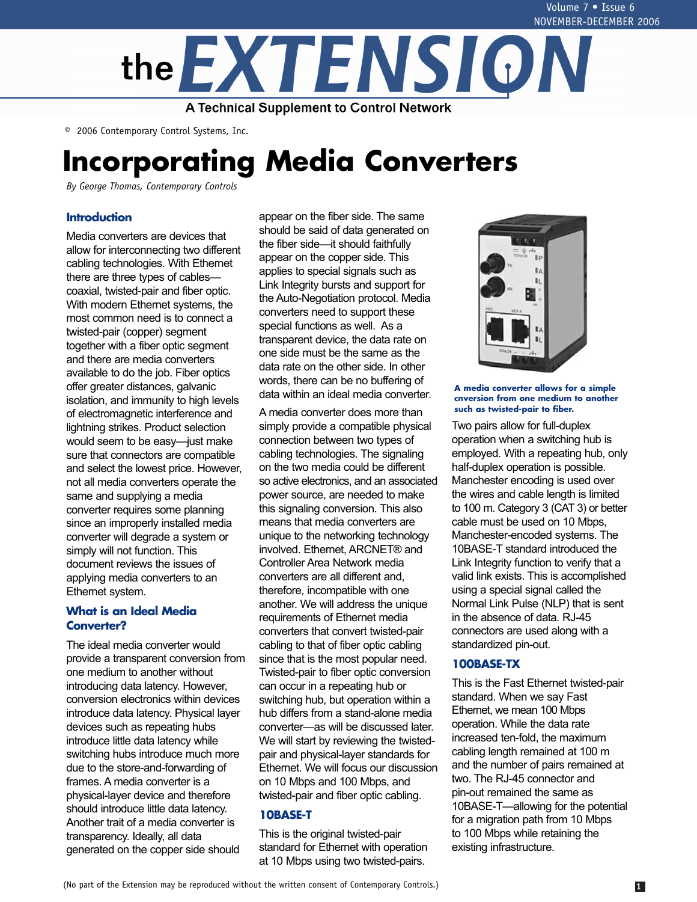# the EXTENSION

A Technical Supplement to Control Network

© 2006 Contemporary Control Systems, Inc.

# Incorporating Media Converters

*By George Thomas, Contemporary Controls*

## Introduction

Media converters are devices that allow for interconnecting two different cabling technologies. With Ethernet there are three types of cables—coaxial, twisted-pair and fiber optic. With modern Ethernet systems, the most common need is to connect a twisted-pair (copper) segment together with a fiber optic segment and there are media converters available to do the job. Fiber optics offer greater distances, galvanic isolation, and immunity to high levels of electromagnetic interference and lightning strikes. Product selection would seem to be easy—just make sure that connectors are compatible and select the lowest price. However, not all media converters operate the same and supplying a media converter requires some planning since an improperly installed media converter will degrade a system or simply will not function. This document reviews the issues of applying media converters to an Ethernet system.

## What is an Ideal Media Converter?

The ideal media converter would provide a transparent conversion from one medium to another without introducing data latency. However, conversion electronics within devices introduce data latency. Physical layer devices such as repeating hubs introduce little data latency while switching hubs introduce much more due to the store-and-forwarding of frames. A media converter is a physical-layer device and therefore should introduce little data latency. Another trait of a media converter is transparency. Ideally, all data generated on the copper side should appear on the fiber side. The same should be said of data generated on the fiber side—it should faithfully appear on the copper side. This applies to special signals such as Link Integrity bursts and support for the Auto-Negotiation protocol. Media converters need to support these special functions as well. As a transparent device, the data rate on one side must be the same as the data rate on the other side. In other words, there can be no buffering of data within an ideal media converter.

A media converter does more than simply provide a compatible physical connection between two types of cabling technologies. The signaling on the two media could be different so active electronics, and an associated power source, are needed to make this signaling conversion. This also means that media converters are unique to the networking technology involved. Ethernet, ARCNET® and Controller Area Network media converters are all different and, therefore, incompatible with one another. We will address the unique requirements of Ethernet media converters that convert twisted-pair cabling to that of fiber optic cabling since that is the most popular need. Twisted-pair to fiber optic conversion can occur in a repeating hub or switching hub, but operation within a hub differs from a stand-alone media converter—as will be discussed later. We will start by reviewing the twisted-pair and physical-layer standards for Ethernet. We will focus our discussion on 10 Mbps and 100 Mbps, and twisted-pair and fiber optic cabling.

## 10BASE-T

This is the original twisted-pair standard for Ethernet with operation at 10 Mbps using two twisted-pairs.

**A media converter allows for a simple cnversion from one medium to another such as twisted-pair to fiber.**

Two pairs allow for full-duplex operation when a switching hub is employed. With a repeating hub, only half-duplex operation is possible. Manchester encoding is used over the wires and cable length is limited to 100 m. Category 3 (CAT 3) or better cable must be used on 10 Mbps, Manchester-encoded systems. The 10BASE-T standard introduced the Link Integrity function to verify that a valid link exists. This is accomplished using a special signal called the Normal Link Pulse (NLP) that is sent in the absence of data. RJ-45 connectors are used along with a standardized pin-out.

## 100BASE-TX

This is the Fast Ethernet twisted-pair standard. When we say Fast Ethernet, we mean 100 Mbps operation. While the data rate increased ten-fold, the maximum cabling length remained at 100 m and the number of pairs remained at two. The RJ-45 connector and pin-out remained the same as 10BASE-T—allowing for the potential for a migration path from 10 Mbps to 100 Mbps while retaining the existing infrastructure.

(No part of the Extension may be reproduced without the written consent of Contemporary Controls.)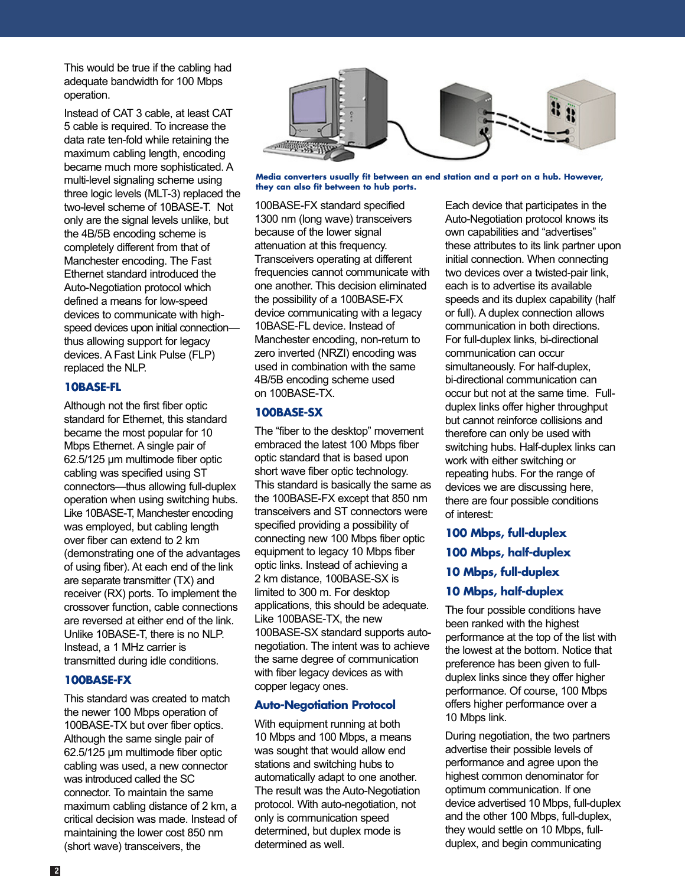This would be true if the cabling had adequate bandwidth for 100 Mbps operation.

Instead of CAT 3 cable, at least CAT 5 cable is required. To increase the data rate ten-fold while retaining the maximum cabling length, encoding became much more sophisticated. A multi-level signaling scheme using three logic levels (MLT-3) replaced the two-level scheme of 10BASE-T. Not only are the signal levels unlike, but the 4B/5B encoding scheme is completely different from that of Manchester encoding. The Fast Ethernet standard introduced the Auto-Negotiation protocol which defined a means for low-speed devices to communicate with high-speed devices upon initial connection—thus allowing support for legacy devices. A Fast Link Pulse (FLP) replaced the NLP.

### 10BASE-FL

Although not the first fiber optic standard for Ethernet, this standard became the most popular for 10 Mbps Ethernet. A single pair of 62.5/125 µm multimode fiber optic cabling was specified using ST connectors—thus allowing full-duplex operation when using switching hubs. Like 10BASE-T, Manchester encoding was employed, but cabling length over fiber can extend to 2 km (demonstrating one of the advantages of using fiber). At each end of the link are separate transmitter (TX) and receiver (RX) ports. To implement the crossover function, cable connections are reversed at either end of the link. Unlike 10BASE-T, there is no NLP. Instead, a 1 MHz carrier is transmitted during idle conditions.

### 100BASE-FX

This standard was created to match the newer 100 Mbps operation of 100BASE-TX but over fiber optics. Although the same single pair of 62.5/125 µm multimode fiber optic cabling was used, a new connector was introduced called the SC connector. To maintain the same maximum cabling distance of 2 km, a critical decision was made. Instead of maintaining the lower cost 850 nm (short wave) transceivers, the 100BASE-FX standard specified 1300 nm (long wave) transceivers because of the lower signal attenuation at this frequency. Transceivers operating at different frequencies cannot communicate with one another. This decision eliminated the possibility of a 100BASE-FX device communicating with a legacy 10BASE-FL device. Instead of Manchester encoding, non-return to zero inverted (NRZI) encoding was used in combination with the same 4B/5B encoding scheme used on 100BASE-TX.

**Media converters usually fit between an end station and a port on a hub. However, they can also fit between to hub ports.**

### 100BASE-SX

The "fiber to the desktop" movement embraced the latest 100 Mbps fiber optic standard that is based upon short wave fiber optic technology. This standard is basically the same as the 100BASE-FX except that 850 nm transceivers and ST connectors were specified providing a possibility of connecting new 100 Mbps fiber optic equipment to legacy 10 Mbps fiber optic links. Instead of achieving a 2 km distance, 100BASE-SX is limited to 300 m. For desktop applications, this should be adequate. Like 100BASE-TX, the new 100BASE-SX standard supports auto-negotiation. The intent was to achieve the same degree of communication with fiber legacy devices as with copper legacy ones.

## Auto-Negotiation Protocol

With equipment running at both 10 Mbps and 100 Mbps, a means was sought that would allow end stations and switching hubs to automatically adapt to one another. The result was the Auto-Negotiation protocol. With auto-negotiation, not only is communication speed determined, but duplex mode is determined as well.

Each device that participates in the Auto-Negotiation protocol knows its own capabilities and "advertises" these attributes to its link partner upon initial connection. When connecting two devices over a twisted-pair link, each is to advertise its available speeds and its duplex capability (half or full). A duplex connection allows communication in both directions. For full-duplex links, bi-directional communication can occur simultaneously. For half-duplex, bi-directional communication can occur but not at the same time. Full-duplex links offer higher throughput but cannot reinforce collisions and therefore can only be used with switching hubs. Half-duplex links can work with either switching or repeating hubs. For the range of devices we are discussing here, there are four possible conditions of interest:

**100 Mbps, full-duplex**

**100 Mbps, half-duplex**

**10 Mbps, full-duplex**

**10 Mbps, half-duplex**

The four possible conditions have been ranked with the highest performance at the top of the list with the lowest at the bottom. Notice that preference has been given to full-duplex links since they offer higher performance. Of course, 100 Mbps offers higher performance over a 10 Mbps link.

During negotiation, the two partners advertise their possible levels of performance and agree upon the highest common denominator for optimum communication. If one device advertised 10 Mbps, full-duplex and the other 100 Mbps, full-duplex, they would settle on 10 Mbps, full-duplex, and begin communicating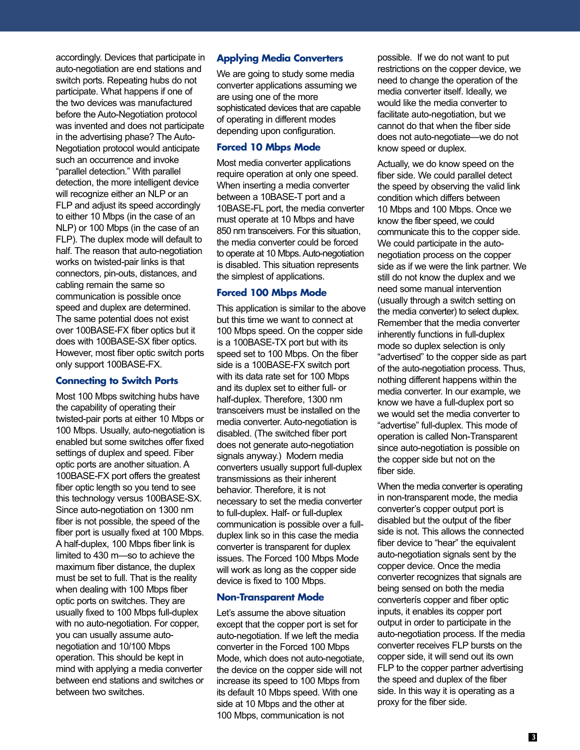accordingly. Devices that participate in auto-negotiation are end stations and switch ports. Repeating hubs do not participate. What happens if one of the two devices was manufactured before the Auto-Negotiation protocol was invented and does not participate in the advertising phase? The Auto-Negotiation protocol would anticipate such an occurrence and invoke “parallel detection.” With parallel detection, the more intelligent device will recognize either an NLP or an FLP and adjust its speed accordingly to either 10 Mbps (in the case of an NLP) or 100 Mbps (in the case of an FLP). The duplex mode will default to half. The reason that auto-negotiation works on twisted-pair links is that connectors, pin-outs, distances, and cabling remain the same so communication is possible once speed and duplex are determined. The same potential does not exist over 100BASE-FX fiber optics but it does with 100BASE-SX fiber optics. However, most fiber optic switch ports only support 100BASE-FX.

### Connecting to Switch Ports

Most 100 Mbps switching hubs have the capability of operating their twisted-pair ports at either 10 Mbps or 100 Mbps. Usually, auto-negotiation is enabled but some switches offer fixed settings of duplex and speed. Fiber optic ports are another situation. A 100BASE-FX port offers the greatest fiber optic length so you tend to see this technology versus 100BASE-SX. Since auto-negotiation on 1300 nm fiber is not possible, the speed of the fiber port is usually fixed at 100 Mbps. A half-duplex, 100 Mbps fiber link is limited to 430 m—so to achieve the maximum fiber distance, the duplex must be set to full. That is the reality when dealing with 100 Mbps fiber optic ports on switches. They are usually fixed to 100 Mbps full-duplex with no auto-negotiation. For copper, you can usually assume auto-negotiation and 10/100 Mbps operation. This should be kept in mind with applying a media converter between end stations and switches or between two switches.

### Applying Media Converters

We are going to study some media converter applications assuming we are using one of the more sophisticated devices that are capable of operating in different modes depending upon configuration.

### Forced 10 Mbps Mode

Most media converter applications require operation at only one speed. When inserting a media converter between a 10BASE-T port and a 10BASE-FL port, the media converter must operate at 10 Mbps and have 850 nm transceivers. For this situation, the media converter could be forced to operate at 10 Mbps. Auto-negotiation is disabled. This situation represents the simplest of applications.

### Forced 100 Mbps Mode

This application is similar to the above but this time we want to connect at 100 Mbps speed. On the copper side is a 100BASE-TX port but with its speed set to 100 Mbps. On the fiber side is a 100BASE-FX switch port with its data rate set for 100 Mbps and its duplex set to either full- or half-duplex. Therefore, 1300 nm transceivers must be installed on the media converter. Auto-negotiation is disabled. (The switched fiber port does not generate auto-negotiation signals anyway.) Modern media converters usually support full-duplex transmissions as their inherent behavior. Therefore, it is not necessary to set the media converter to full-duplex. Half- or full-duplex communication is possible over a full-duplex link so in this case the media converter is transparent for duplex issues. The Forced 100 Mbps Mode will work as long as the copper side device is fixed to 100 Mbps.

### Non-Transparent Mode

Let’s assume the above situation except that the copper port is set for auto-negotiation. If we left the media converter in the Forced 100 Mbps Mode, which does not auto-negotiate, the device on the copper side will not increase its speed to 100 Mbps from its default 10 Mbps speed. With one side at 10 Mbps and the other at 100 Mbps, communication is not possible. If we do not want to put restrictions on the copper device, we need to change the operation of the media converter itself. Ideally, we would like the media converter to facilitate auto-negotiation, but we cannot do that when the fiber side does not auto-negotiate—we do not know speed or duplex.

Actually, we do know speed on the fiber side. We could parallel detect the speed by observing the valid link condition which differs between 10 Mbps and 100 Mbps. Once we know the fiber speed, we could communicate this to the copper side. We could participate in the auto-negotiation process on the copper side as if we were the link partner. We still do not know the duplex and we need some manual intervention (usually through a switch setting on the media converter) to select duplex. Remember that the media converter inherently functions in full-duplex mode so duplex selection is only “advertised” to the copper side as part of the auto-negotiation process. Thus, nothing different happens within the media converter. In our example, we know we have a full-duplex port so we would set the media converter to “advertise” full-duplex. This mode of operation is called Non-Transparent since auto-negotiation is possible on the copper side but not on the fiber side.

When the media converter is operating in non-transparent mode, the media converter’s copper output port is disabled but the output of the fiber side is not. This allows the connected fiber device to “hear” the equivalent auto-negotiation signals sent by the copper device. Once the media converter recognizes that signals are being sensed on both the media converterís copper and fiber optic inputs, it enables its copper port output in order to participate in the auto-negotiation process. If the media converter receives FLP bursts on the copper side, it will send out its own FLP to the copper partner advertising the speed and duplex of the fiber side. In this way it is operating as a proxy for the fiber side.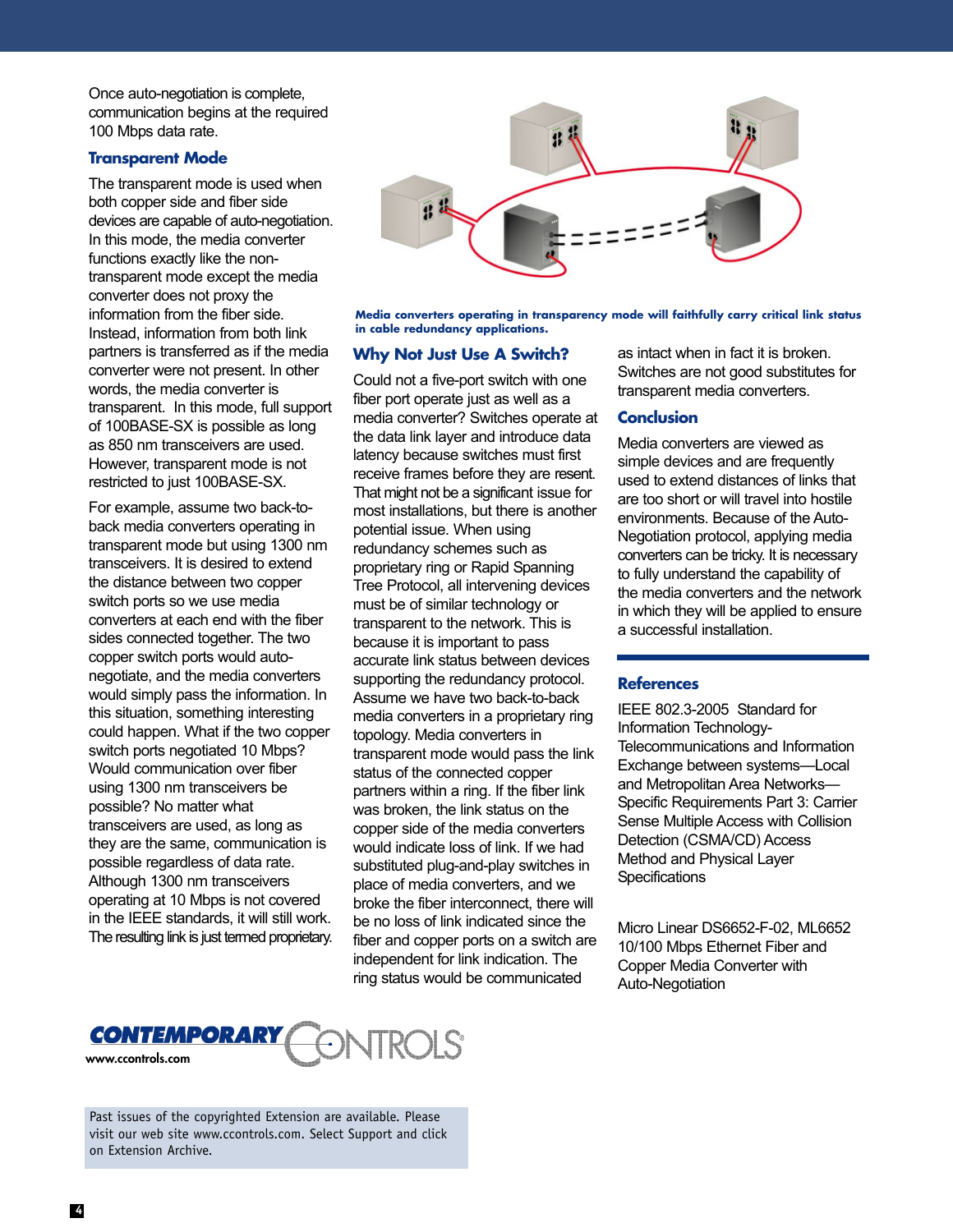Once auto-negotiation is complete, communication begins at the required 100 Mbps data rate.

### Transparent Mode

The transparent mode is used when both copper side and fiber side devices are capable of auto-negotiation. In this mode, the media converter functions exactly like the non-transparent mode except the media converter does not proxy the information from the fiber side. Instead, information from both link partners is transferred as if the media converter were not present. In other words, the media converter is transparent. In this mode, full support of 100BASE-SX is possible as long as 850 nm transceivers are used. However, transparent mode is not restricted to just 100BASE-SX.

For example, assume two back-to-back media converters operating in transparent mode but using 1300 nm transceivers. It is desired to extend the distance between two copper switch ports so we use media converters at each end with the fiber sides connected together. The two copper switch ports would auto-negotiate, and the media converters would simply pass the information. In this situation, something interesting could happen. What if the two copper switch ports negotiated 10 Mbps? Would communication over fiber using 1300 nm transceivers be possible? No matter what transceivers are used, as long as they are the same, communication is possible regardless of data rate. Although 1300 nm transceivers operating at 10 Mbps is not covered in the IEEE standards, it will still work. The resulting link is just termed proprietary.

**Media converters operating in transparency mode will faithfully carry critical link status in cable redundancy applications.**

### Why Not Just Use A Switch?

Could not a five-port switch with one fiber port operate just as well as a media converter? Switches operate at the data link layer and introduce data latency because switches must first receive frames before they are resent. That might not be a significant issue for most installations, but there is another potential issue. When using redundancy schemes such as proprietary ring or Rapid Spanning Tree Protocol, all intervening devices must be of similar technology or transparent to the network. This is because it is important to pass accurate link status between devices supporting the redundancy protocol. Assume we have two back-to-back media converters in a proprietary ring topology. Media converters in transparent mode would pass the link status of the connected copper partners within a ring. If the fiber link was broken, the link status on the copper side of the media converters would indicate loss of link. If we had substituted plug-and-play switches in place of media converters, and we broke the fiber interconnect, there will be no loss of link indicated since the fiber and copper ports on a switch are independent for link indication. The ring status would be communicated as intact when in fact it is broken. Switches are not good substitutes for transparent media converters.

### Conclusion

Media converters are viewed as simple devices and are frequently used to extend distances of links that are too short or will travel into hostile environments. Because of the Auto-Negotiation protocol, applying media converters can be tricky. It is necessary to fully understand the capability of the media converters and the network in which they will be applied to ensure a successful installation.

### References

IEEE 802.3-2005 Standard for Information Technology-Telecommunications and Information Exchange between systems—Local and Metropolitan Area Networks—Specific Requirements Part 3: Carrier Sense Multiple Access with Collision Detection (CSMA/CD) Access Method and Physical Layer Specifications

Micro Linear DS6652-F-02, ML6652 10/100 Mbps Ethernet Fiber and Copper Media Converter with Auto-Negotiation

CONTEMPORARY CONTROLS
www.ccontrols.com

Past issues of the copyrighted Extension are available. Please visit our web site www.ccontrols.com. Select Support and click on Extension Archive.